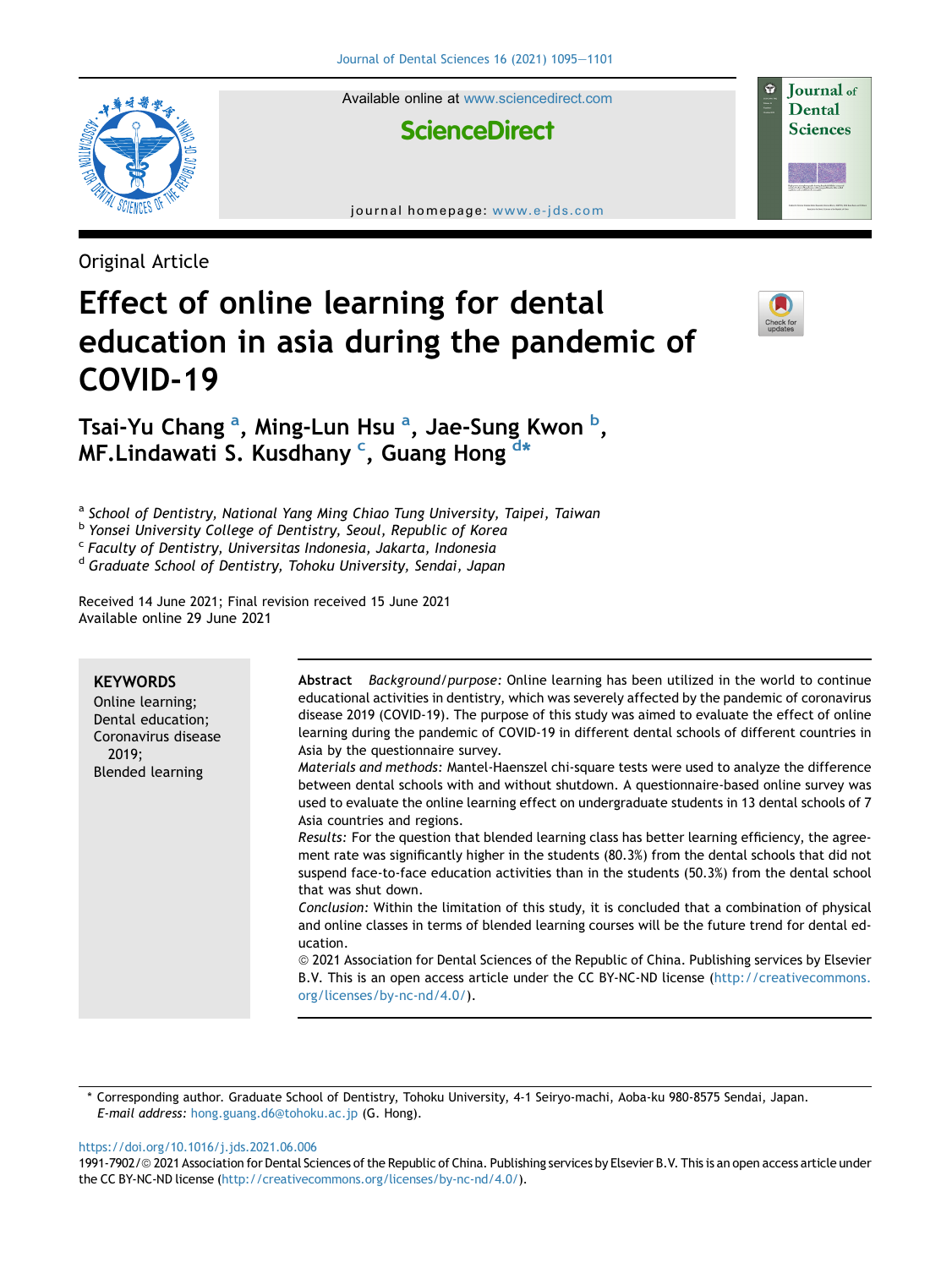Available online at www.sciencedirect.com

ScienceDirect

journal homepage: www.e-jds.com

Original Article

# Effect of online learning for dental education in asia during the pandemic of COVID-19

Tsai-Yu Chang [a], Ming-Lun Hsu [a], Jae-Sung Kwon [b], MF.Lindawati S. Kusdhany [c], Guang Hong [d*]

[a] School of Dentistry, National Yang Ming Chiao Tung University, Taipei, Taiwan
[b] Yonsei University College of Dentistry, Seoul, Republic of Korea
[c] Faculty of Dentistry, Universitas Indonesia, Jakarta, Indonesia
[d] Graduate School of Dentistry, Tohoku University, Sendai, Japan

Received 14 June 2021; Final revision received 15 June 2021
Available online 29 June 2021

**KEYWORDS**
Online learning;
Dental education;
Coronavirus disease 2019;
Blended learning

**Abstract** *Background/purpose:* Online learning has been utilized in the world to continue educational activities in dentistry, which was severely affected by the pandemic of coronavirus disease 2019 (COVID-19). The purpose of this study was aimed to evaluate the effect of online learning during the pandemic of COVID-19 in different dental schools of different countries in Asia by the questionnaire survey.

*Materials and methods:* Mantel-Haenszel chi-square tests were used to analyze the difference between dental schools with and without shutdown. A questionnaire-based online survey was used to evaluate the online learning effect on undergraduate students in 13 dental schools of 7 Asia countries and regions.

*Results:* For the question that blended learning class has better learning efficiency, the agreement rate was significantly higher in the students (80.3%) from the dental schools that did not suspend face-to-face education activities than in the students (50.3%) from the dental school that was shut down.

*Conclusion:* Within the limitation of this study, it is concluded that a combination of physical and online classes in terms of blended learning courses will be the future trend for dental education.

© 2021 Association for Dental Sciences of the Republic of China. Publishing services by Elsevier B.V. This is an open access article under the CC BY-NC-ND license (http://creativecommons.org/licenses/by-nc-nd/4.0/).

\* Corresponding author. Graduate School of Dentistry, Tohoku University, 4-1 Seiryo-machi, Aoba-ku 980-8575 Sendai, Japan.
*E-mail address:* hong.guang.d6@tohoku.ac.jp (G. Hong).

https://doi.org/10.1016/j.jds.2021.06.006
1991-7902/© 2021 Association for Dental Sciences of the Republic of China. Publishing services by Elsevier B.V. This is an open access article under the CC BY-NC-ND license (http://creativecommons.org/licenses/by-nc-nd/4.0/).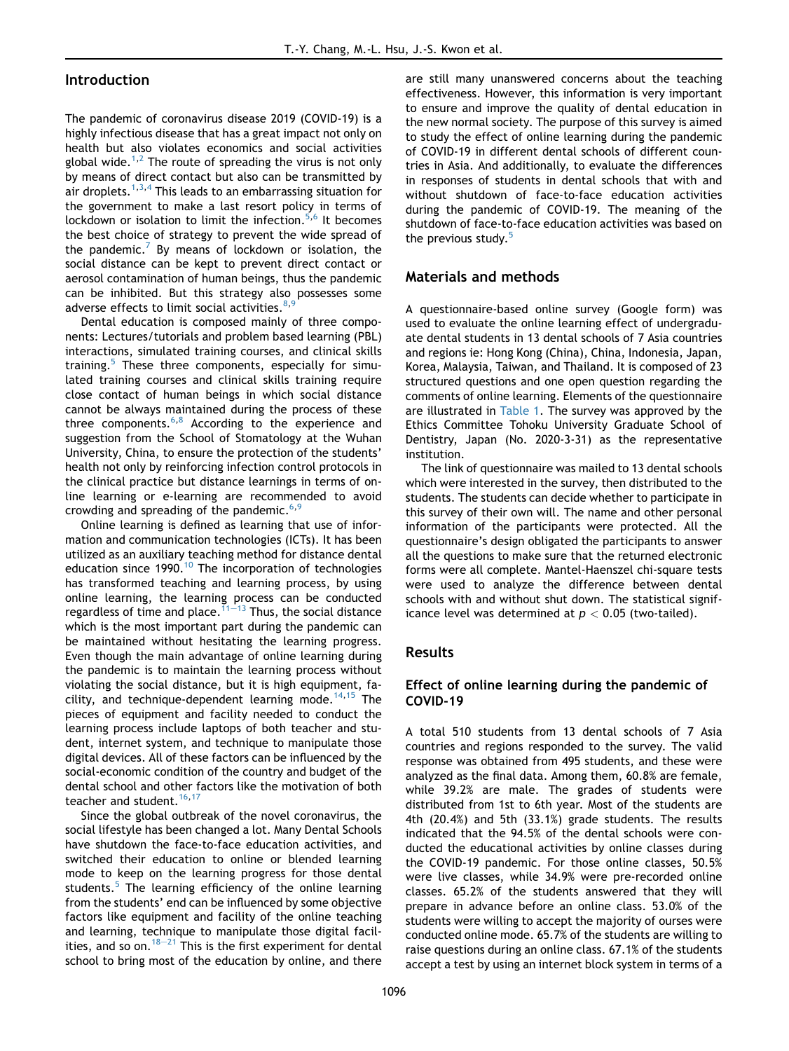## Introduction

The pandemic of coronavirus disease 2019 (COVID-19) is a highly infectious disease that has a great impact not only on health but also violates economics and social activities global wide.[1,2] The route of spreading the virus is not only by means of direct contact but also can be transmitted by air droplets.[1,3,4] This leads to an embarrassing situation for the government to make a last resort policy in terms of lockdown or isolation to limit the infection.[5,6] It becomes the best choice of strategy to prevent the wide spread of the pandemic.[7] By means of lockdown or isolation, the social distance can be kept to prevent direct contact or aerosol contamination of human beings, thus the pandemic can be inhibited. But this strategy also possesses some adverse effects to limit social activities.[8,9]

Dental education is composed mainly of three components: Lectures/tutorials and problem based learning (PBL) interactions, simulated training courses, and clinical skills training.[5] These three components, especially for simulated training courses and clinical skills training require close contact of human beings in which social distance cannot be always maintained during the process of these three components.[6,8] According to the experience and suggestion from the School of Stomatology at the Wuhan University, China, to ensure the protection of the students' health not only by reinforcing infection control protocols in the clinical practice but distance learnings in terms of online learning or e-learning are recommended to avoid crowding and spreading of the pandemic.[6,9]

Online learning is defined as learning that use of information and communication technologies (ICTs). It has been utilized as an auxiliary teaching method for distance dental education since 1990.[10] The incorporation of technologies has transformed teaching and learning process, by using online learning, the learning process can be conducted regardless of time and place.[11−13] Thus, the social distance which is the most important part during the pandemic can be maintained without hesitating the learning progress. Even though the main advantage of online learning during the pandemic is to maintain the learning process without violating the social distance, but it is high equipment, facility, and technique-dependent learning mode.[14,15] The pieces of equipment and facility needed to conduct the learning process include laptops of both teacher and student, internet system, and technique to manipulate those digital devices. All of these factors can be influenced by the social-economic condition of the country and budget of the dental school and other factors like the motivation of both teacher and student.[16,17]

Since the global outbreak of the novel coronavirus, the social lifestyle has been changed a lot. Many Dental Schools have shutdown the face-to-face education activities, and switched their education to online or blended learning mode to keep on the learning progress for those dental students.[5] The learning efficiency of the online learning from the students' end can be influenced by some objective factors like equipment and facility of the online teaching and learning, technique to manipulate those digital facilities, and so on.[18−21] This is the first experiment for dental school to bring most of the education by online, and there are still many unanswered concerns about the teaching effectiveness. However, this information is very important to ensure and improve the quality of dental education in the new normal society. The purpose of this survey is aimed to study the effect of online learning during the pandemic of COVID-19 in different dental schools of different countries in Asia. And additionally, to evaluate the differences in responses of students in dental schools that with and without shutdown of face-to-face education activities during the pandemic of COVID-19. The meaning of the shutdown of face-to-face education activities was based on the previous study.[5]

## Materials and methods

A questionnaire-based online survey (Google form) was used to evaluate the online learning effect of undergraduate dental students in 13 dental schools of 7 Asia countries and regions ie: Hong Kong (China), China, Indonesia, Japan, Korea, Malaysia, Taiwan, and Thailand. It is composed of 23 structured questions and one open question regarding the comments of online learning. Elements of the questionnaire are illustrated in Table 1. The survey was approved by the Ethics Committee Tohoku University Graduate School of Dentistry, Japan (No. 2020-3-31) as the representative institution.

The link of questionnaire was mailed to 13 dental schools which were interested in the survey, then distributed to the students. The students can decide whether to participate in this survey of their own will. The name and other personal information of the participants were protected. All the questionnaire's design obligated the participants to answer all the questions to make sure that the returned electronic forms were all complete. Mantel-Haenszel chi-square tests were used to analyze the difference between dental schools with and without shut down. The statistical significance level was determined at $p < 0.05$ (two-tailed).

## Results

### Effect of online learning during the pandemic of COVID-19

A total 510 students from 13 dental schools of 7 Asia countries and regions responded to the survey. The valid response was obtained from 495 students, and these were analyzed as the final data. Among them, 60.8% are female, while 39.2% are male. The grades of students were distributed from 1st to 6th year. Most of the students are 4th (20.4%) and 5th (33.1%) grade students. The results indicated that the 94.5% of the dental schools were conducted the educational activities by online classes during the COVID-19 pandemic. For those online classes, 50.5% were live classes, while 34.9% were pre-recorded online classes. 65.2% of the students answered that they will prepare in advance before an online class. 53.0% of the students were willing to accept the majority of ourses were conducted online mode. 65.7% of the students are willing to raise questions during an online class. 67.1% of the students accept a test by using an internet block system in terms of a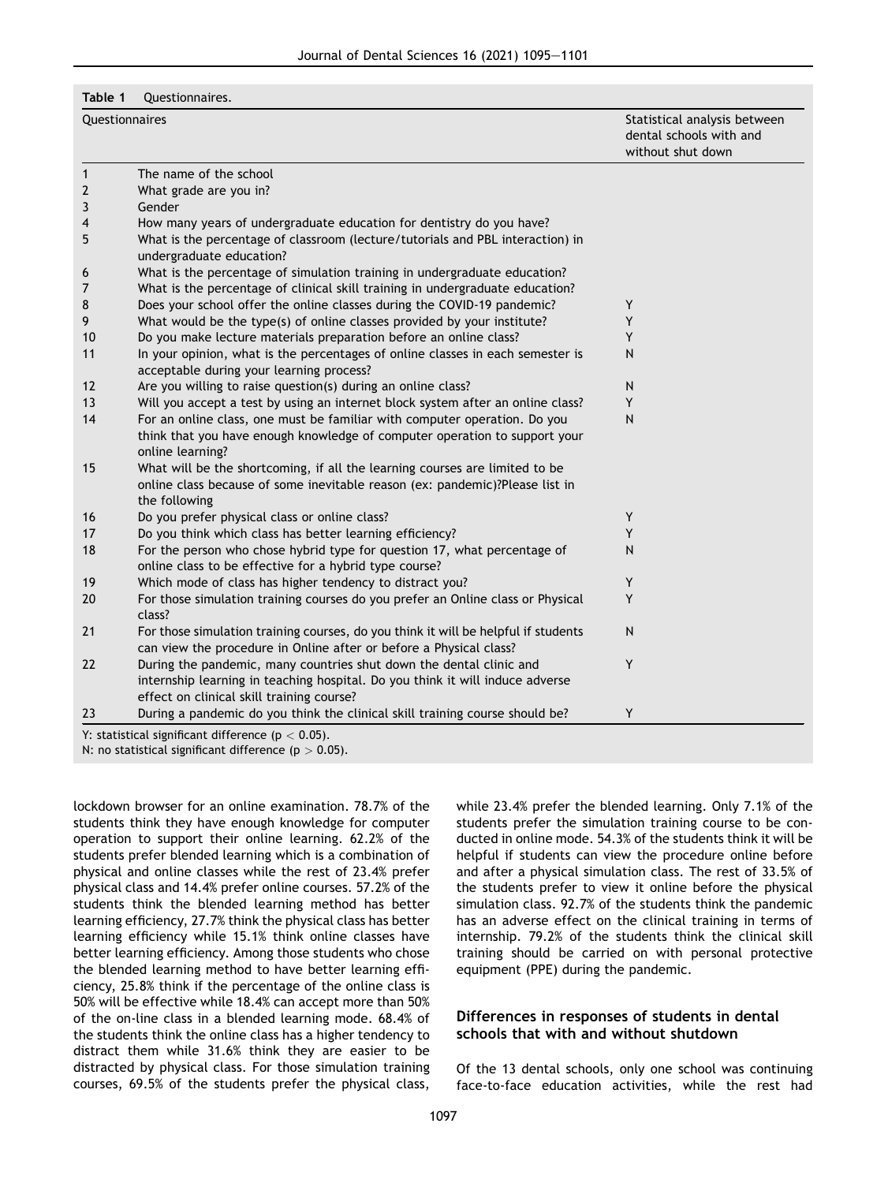**Table 1** Questionnaires.

| Questionnaires | | Statistical analysis between dental schools with and without shut down |
|---|---|---|
| 1 | The name of the school | |
| 2 | What grade are you in? | |
| 3 | Gender | |
| 4 | How many years of undergraduate education for dentistry do you have? | |
| 5 | What is the percentage of classroom (lecture/tutorials and PBL interaction) in undergraduate education? | |
| 6 | What is the percentage of simulation training in undergraduate education? | |
| 7 | What is the percentage of clinical skill training in undergraduate education? | |
| 8 | Does your school offer the online classes during the COVID-19 pandemic? | Y |
| 9 | What would be the type(s) of online classes provided by your institute? | Y |
| 10 | Do you make lecture materials preparation before an online class? | Y |
| 11 | In your opinion, what is the percentages of online classes in each semester is acceptable during your learning process? | N |
| 12 | Are you willing to raise question(s) during an online class? | N |
| 13 | Will you accept a test by using an internet block system after an online class? | Y |
| 14 | For an online class, one must be familiar with computer operation. Do you think that you have enough knowledge of computer operation to support your online learning? | N |
| 15 | What will be the shortcoming, if all the learning courses are limited to be online class because of some inevitable reason (ex: pandemic)?Please list in the following | |
| 16 | Do you prefer physical class or online class? | Y |
| 17 | Do you think which class has better learning efficiency? | Y |
| 18 | For the person who chose hybrid type for question 17, what percentage of online class to be effective for a hybrid type course? | N |
| 19 | Which mode of class has higher tendency to distract you? | Y |
| 20 | For those simulation training courses do you prefer an Online class or Physical class? | Y |
| 21 | For those simulation training courses, do you think it will be helpful if students can view the procedure in Online after or before a Physical class? | N |
| 22 | During the pandemic, many countries shut down the dental clinic and internship learning in teaching hospital. Do you think it will induce adverse effect on clinical skill training course? | Y |
| 23 | During a pandemic do you think the clinical skill training course should be? | Y |

Y: statistical significant difference ($p < 0.05$).
N: no statistical significant difference ($p > 0.05$).

lockdown browser for an online examination. 78.7% of the students think they have enough knowledge for computer operation to support their online learning. 62.2% of the students prefer blended learning which is a combination of physical and online classes while the rest of 23.4% prefer physical class and 14.4% prefer online courses. 57.2% of the students think the blended learning method has better learning efficiency, 27.7% think the physical class has better learning efficiency while 15.1% think online classes have better learning efficiency. Among those students who chose the blended learning method to have better learning efficiency, 25.8% think if the percentage of the online class is 50% will be effective while 18.4% can accept more than 50% of the on-line class in a blended learning mode. 68.4% of the students think the online class has a higher tendency to distract them while 31.6% think they are easier to be distracted by physical class. For those simulation training courses, 69.5% of the students prefer the physical class, while 23.4% prefer the blended learning. Only 7.1% of the students prefer the simulation training course to be conducted in online mode. 54.3% of the students think it will be helpful if students can view the procedure online before and after a physical simulation class. The rest of 33.5% of the students prefer to view it online before the physical simulation class. 92.7% of the students think the pandemic has an adverse effect on the clinical training in terms of internship. 79.2% of the students think the clinical skill training should be carried on with personal protective equipment (PPE) during the pandemic.

## Differences in responses of students in dental schools that with and without shutdown

Of the 13 dental schools, only one school was continuing face-to-face education activities, while the rest had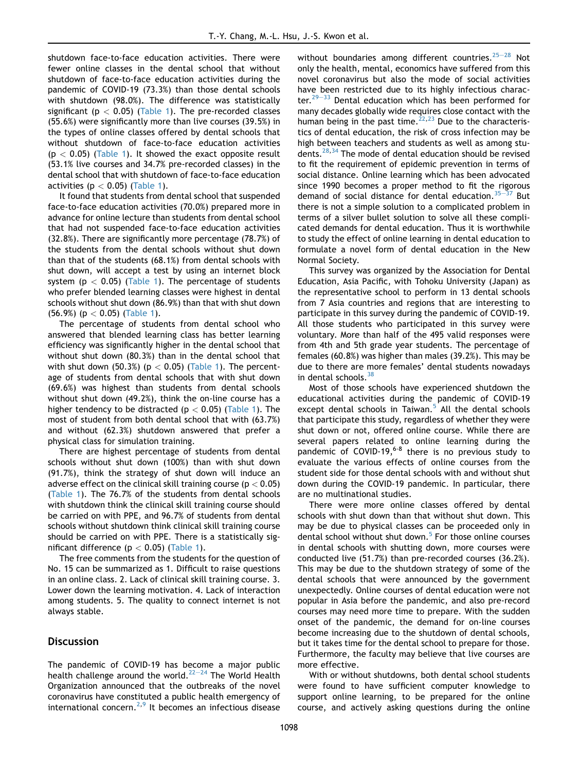shutdown face-to-face education activities. There were fewer online classes in the dental school that without shutdown of face-to-face education activities during the pandemic of COVID-19 (73.3%) than those dental schools with shutdown (98.0%). The difference was statistically significant ($p < 0.05$) (Table 1). The pre-recorded classes (55.6%) were significantly more than live courses (39.5%) in the types of online classes offered by dental schools that without shutdown of face-to-face education activities ($p < 0.05$) (Table 1). It showed the exact opposite result (53.1% live courses and 34.7% pre-recorded classes) in the dental school that with shutdown of face-to-face education activities ($p < 0.05$) (Table 1).

It found that students from dental school that suspended face-to-face education activities (70.0%) prepared more in advance for online lecture than students from dental school that had not suspended face-to-face education activities (32.8%). There are significantly more percentage (78.7%) of the students from the dental schools without shut down than that of the students (68.1%) from dental schools with shut down, will accept a test by using an internet block system ($p < 0.05$) (Table 1). The percentage of students who prefer blended learning classes were highest in dental schools without shut down (86.9%) than that with shut down (56.9%) ($p < 0.05$) (Table 1).

The percentage of students from dental school who answered that blended learning class has better learning efficiency was significantly higher in the dental school that without shut down (80.3%) than in the dental school that with shut down (50.3%) ($p < 0.05$) (Table 1). The percentage of students from dental schools that with shut down (69.6%) was highest than students from dental schools without shut down (49.2%), think the on-line course has a higher tendency to be distracted ($p < 0.05$) (Table 1). The most of student from both dental school that with (63.7%) and without (62.3%) shutdown answered that prefer a physical class for simulation training.

There are highest percentage of students from dental schools without shut down (100%) than with shut down (91.7%), think the strategy of shut down will induce an adverse effect on the clinical skill training course ($p < 0.05$) (Table 1). The 76.7% of the students from dental schools with shutdown think the clinical skill training course should be carried on with PPE, and 96.7% of students from dental schools without shutdown think clinical skill training course should be carried on with PPE. There is a statistically significant difference ($p < 0.05$) (Table 1).

The free comments from the students for the question of No. 15 can be summarized as 1. Difficult to raise questions in an online class. 2. Lack of clinical skill training course. 3. Lower down the learning motivation. 4. Lack of interaction among students. 5. The quality to connect internet is not always stable.

## Discussion

The pandemic of COVID-19 has become a major public health challenge around the world.[22–24] The World Health Organization announced that the outbreaks of the novel coronavirus have constituted a public health emergency of international concern.[2,9] It becomes an infectious disease without boundaries among different countries.[25–28] Not only the health, mental, economics have suffered from this novel coronavirus but also the mode of social activities have been restricted due to its highly infectious character.[29–33] Dental education which has been performed for many decades globally wide requires close contact with the human being in the past time.[22,23] Due to the characteristics of dental education, the risk of cross infection may be high between teachers and students as well as among students.[28,34] The mode of dental education should be revised to fit the requirement of epidemic prevention in terms of social distance. Online learning which has been advocated since 1990 becomes a proper method to fit the rigorous demand of social distance for dental education.[35–37] But there is not a simple solution to a complicated problem in terms of a silver bullet solution to solve all these complicated demands for dental education. Thus it is worthwhile to study the effect of online learning in dental education to formulate a novel form of dental education in the New Normal Society.

This survey was organized by the Association for Dental Education, Asia Pacific, with Tohoku University (Japan) as the representative school to perform in 13 dental schools from 7 Asia countries and regions that are interesting to participate in this survey during the pandemic of COVID-19. All those students who participated in this survey were voluntary. More than half of the 495 valid responses were from 4th and 5th grade year students. The percentage of females (60.8%) was higher than males (39.2%). This may be due to there are more females' dental students nowadays in dental schools.[38]

Most of those schools have experienced shutdown the educational activities during the pandemic of COVID-19 except dental schools in Taiwan.[5] All the dental schools that participate this study, regardless of whether they were shut down or not, offered online course. While there are several papers related to online learning during the pandemic of COVID-19,[6-8] there is no previous study to evaluate the various effects of online courses from the student side for those dental schools with and without shut down during the COVID-19 pandemic. In particular, there are no multinational studies.

There were more online classes offered by dental schools with shut down than that without shut down. This may be due to physical classes can be proceeded only in dental school without shut down.[5] For those online courses in dental schools with shutting down, more courses were conducted live (51.7%) than pre-recorded courses (36.2%). This may be due to the shutdown strategy of some of the dental schools that were announced by the government unexpectedly. Online courses of dental education were not popular in Asia before the pandemic, and also pre-record courses may need more time to prepare. With the sudden onset of the pandemic, the demand for on-line courses become increasing due to the shutdown of dental schools, but it takes time for the dental school to prepare for those. Furthermore, the faculty may believe that live courses are more effective.

With or without shutdowns, both dental school students were found to have sufficient computer knowledge to support online learning, to be prepared for the online course, and actively asking questions during the online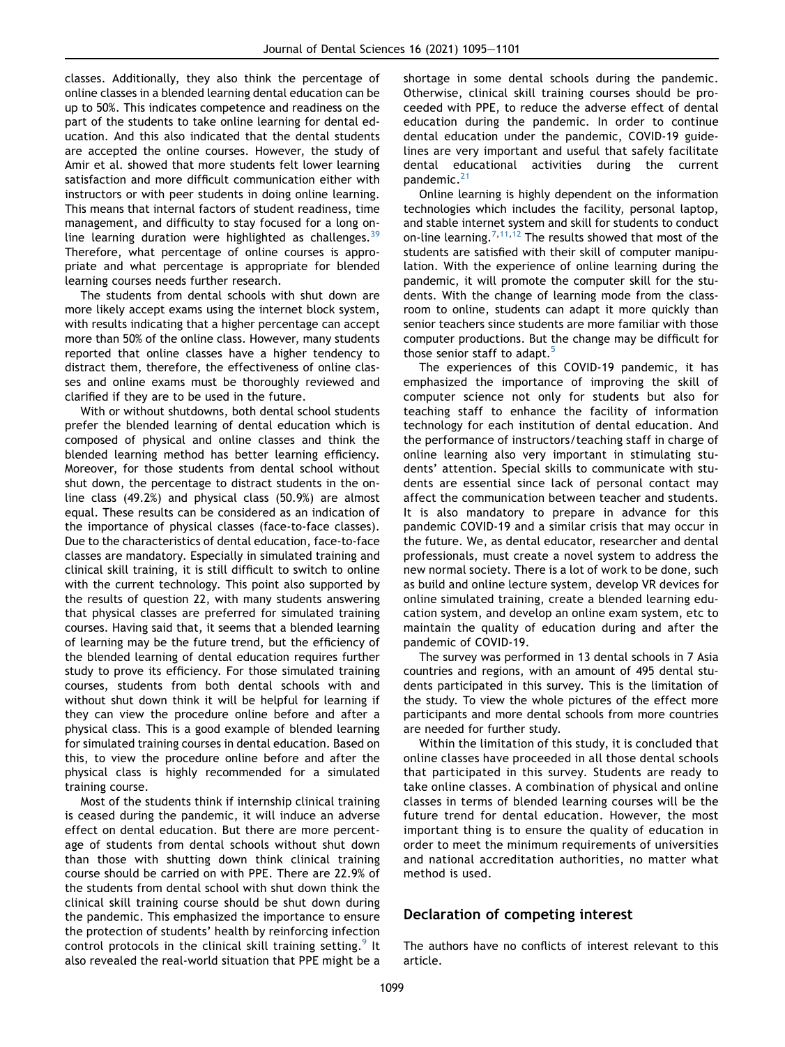classes. Additionally, they also think the percentage of online classes in a blended learning dental education can be up to 50%. This indicates competence and readiness on the part of the students to take online learning for dental education. And this also indicated that the dental students are accepted the online courses. However, the study of Amir et al. showed that more students felt lower learning satisfaction and more difficult communication either with instructors or with peer students in doing online learning. This means that internal factors of student readiness, time management, and difficulty to stay focused for a long online learning duration were highlighted as challenges.[39] Therefore, what percentage of online courses is appropriate and what percentage is appropriate for blended learning courses needs further research.

The students from dental schools with shut down are more likely accept exams using the internet block system, with results indicating that a higher percentage can accept more than 50% of the online class. However, many students reported that online classes have a higher tendency to distract them, therefore, the effectiveness of online classes and online exams must be thoroughly reviewed and clarified if they are to be used in the future.

With or without shutdowns, both dental school students prefer the blended learning of dental education which is composed of physical and online classes and think the blended learning method has better learning efficiency. Moreover, for those students from dental school without shut down, the percentage to distract students in the online class (49.2%) and physical class (50.9%) are almost equal. These results can be considered as an indication of the importance of physical classes (face-to-face classes). Due to the characteristics of dental education, face-to-face classes are mandatory. Especially in simulated training and clinical skill training, it is still difficult to switch to online with the current technology. This point also supported by the results of question 22, with many students answering that physical classes are preferred for simulated training courses. Having said that, it seems that a blended learning of learning may be the future trend, but the efficiency of the blended learning of dental education requires further study to prove its efficiency. For those simulated training courses, students from both dental schools with and without shut down think it will be helpful for learning if they can view the procedure online before and after a physical class. This is a good example of blended learning for simulated training courses in dental education. Based on this, to view the procedure online before and after the physical class is highly recommended for a simulated training course.

Most of the students think if internship clinical training is ceased during the pandemic, it will induce an adverse effect on dental education. But there are more percentage of students from dental schools without shut down than those with shutting down think clinical training course should be carried on with PPE. There are 22.9% of the students from dental school with shut down think the clinical skill training course should be shut down during the pandemic. This emphasized the importance to ensure the protection of students' health by reinforcing infection control protocols in the clinical skill training setting.[9] It also revealed the real-world situation that PPE might be a shortage in some dental schools during the pandemic. Otherwise, clinical skill training courses should be proceeded with PPE, to reduce the adverse effect of dental education during the pandemic. In order to continue dental education under the pandemic, COVID-19 guidelines are very important and useful that safely facilitate dental educational activities during the current pandemic.[21]

Online learning is highly dependent on the information technologies which includes the facility, personal laptop, and stable internet system and skill for students to conduct on-line learning.[7,11,12] The results showed that most of the students are satisfied with their skill of computer manipulation. With the experience of online learning during the pandemic, it will promote the computer skill for the students. With the change of learning mode from the classroom to online, students can adapt it more quickly than senior teachers since students are more familiar with those computer productions. But the change may be difficult for those senior staff to adapt.[5]

The experiences of this COVID-19 pandemic, it has emphasized the importance of improving the skill of computer science not only for students but also for teaching staff to enhance the facility of information technology for each institution of dental education. And the performance of instructors/teaching staff in charge of online learning also very important in stimulating students' attention. Special skills to communicate with students are essential since lack of personal contact may affect the communication between teacher and students. It is also mandatory to prepare in advance for this pandemic COVID-19 and a similar crisis that may occur in the future. We, as dental educator, researcher and dental professionals, must create a novel system to address the new normal society. There is a lot of work to be done, such as build and online lecture system, develop VR devices for online simulated training, create a blended learning education system, and develop an online exam system, etc to maintain the quality of education during and after the pandemic of COVID-19.

The survey was performed in 13 dental schools in 7 Asia countries and regions, with an amount of 495 dental students participated in this survey. This is the limitation of the study. To view the whole pictures of the effect more participants and more dental schools from more countries are needed for further study.

Within the limitation of this study, it is concluded that online classes have proceeded in all those dental schools that participated in this survey. Students are ready to take online classes. A combination of physical and online classes in terms of blended learning courses will be the future trend for dental education. However, the most important thing is to ensure the quality of education in order to meet the minimum requirements of universities and national accreditation authorities, no matter what method is used.

## Declaration of competing interest

The authors have no conflicts of interest relevant to this article.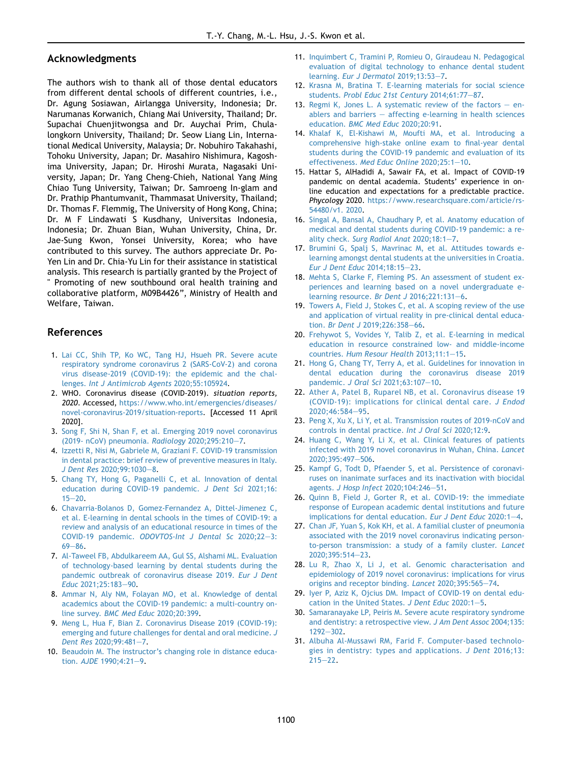## Acknowledgments

The authors wish to thank all of those dental educators from different dental schools of different countries, i.e., Dr. Agung Sosiawan, Airlangga University, Indonesia; Dr. Narumanas Korwanich, Chiang Mai University, Thailand; Dr. Supachai Chuenjitwongsa and Dr. Auychai Prim, Chulalongkorn University, Thailand; Dr. Seow Liang Lin, International Medical University, Malaysia; Dr. Nobuhiro Takahashi, Tohoku University, Japan; Dr. Masahiro Nishimura, Kagoshima University, Japan; Dr. Hiroshi Murata, Nagasaki University, Japan; Dr. Yang Cheng-Chieh, National Yang Ming Chiao Tung University, Taiwan; Dr. Samroeng In-glam and Dr. Prathip Phantumvanit, Thammasat University, Thailand; Dr. Thomas F. Flemmig, The University of Hong Kong, China; Dr. M F Lindawati S Kusdhany, Universitas Indonesia, Indonesia; Dr. Zhuan Bian, Wuhan University, China, Dr. Jae-Sung Kwon, Yonsei University, Korea; who have contributed to this survey. The authors appreciate Dr. Po-Yen Lin and Dr. Chia-Yu Lin for their assistance in statistical analysis. This research is partially granted by the Project of " Promoting of new southbound oral health training and collaborative platform, M09B4426", Ministry of Health and Welfare, Taiwan.

## References

1. Lai CC, Shih TP, Ko WC, Tang HJ, Hsueh PR. Severe acute respiratory syndrome coronavirus 2 (SARS-CoV-2) and corona virus disease-2019 (COVID-19): the epidemic and the challenges. *Int J Antimicrob Agents* 2020;55:105924.
2. WHO. Coronavirus disease (COVID-2019). *situation reports, 2020*. Accessed, https://www.who.int/emergencies/diseases/novel-coronavirus-2019/situation-reports. [Accessed 11 April 2020].
3. Song F, Shi N, Shan F, et al. Emerging 2019 novel coronavirus (2019- nCoV) pneumonia. *Radiology* 2020;295:210–7.
4. Izzetti R, Nisi M, Gabriele M, Graziani F. COVID-19 transmission in dental practice: brief review of preventive measures in Italy. *J Dent Res* 2020;99:1030–8.
5. Chang TY, Hong G, Paganelli C, et al. Innovation of dental education during COVID-19 pandemic. *J Dent Sci* 2021;16:15–20.
6. Chavarria-Bolanos D, Gomez-Fernandez A, Dittel-Jimenez C, et al. E-learning in dental schools in the times of COVID-19: a review and analysis of an educational resource in times of the COVID-19 pandemic. *ODOVTOS-Int J Dental Sc* 2020;22–3:69–86.
7. Al-Taweel FB, Abdulkareem AA, Gul SS, Alshami ML. Evaluation of technology-based learning by dental students during the pandemic outbreak of coronavirus disease 2019. *Eur J Dent Educ* 2021;25:183–90.
8. Ammar N, Aly NM, Folayan MO, et al. Knowledge of dental academics about the COVID-19 pandemic: a multi-country online survey. *BMC Med Educ* 2020;20:399.
9. Meng L, Hua F, Bian Z. Coronavirus Disease 2019 (COVID-19): emerging and future challenges for dental and oral medicine. *J Dent Res* 2020;99:481–7.
10. Beaudoin M. The instructor's changing role in distance education. *AJDE* 1990;4:21–9.
11. Inquimbert C, Tramini P, Romieu O, Giraudeau N. Pedagogical evaluation of digital technology to enhance dental student learning. *Eur J Dermatol* 2019;13:53–7.
12. Krasna M, Bratina T. E-learning materials for social science students. *Probl Educ 21st Century* 2014;61:77–87.
13. Regmi K, Jones L. A systematic review of the factors — enablers and barriers — affecting e-learning in health sciences education. *BMC Med Educ* 2020;20:91.
14. Khalaf K, El-Kishawi M, Moufti MA, et al. Introducing a comprehensive high-stake online exam to final-year dental students during the COVID-19 pandemic and evaluation of its effectiveness. *Med Educ Online* 2020;25:1–10.
15. Hattar S, AlHadidi A, Sawair FA, et al. Impact of COVID-19 pandemic on dental academia. Students' experience in online education and expectations for a predictable practice. *Phycology* 2020. https://www.researchsquare.com/article/rs-54480/v1. 2020.
16. Singal A, Bansal A, Chaudhary P, et al. Anatomy education of medical and dental students during COVID-19 pandemic: a reality check. *Surg Radiol Anat* 2020;18:1–7.
17. Brumini G, Spalj S, Mavrinac M, et al. Attitudes towards e-learning amongst dental students at the universities in Croatia. *Eur J Dent Educ* 2014;18:15–23.
18. Mehta S, Clarke F, Fleming PS. An assessment of student experiences and learning based on a novel undergraduate e-learning resource. *Br Dent J* 2016;221:131–6.
19. Towers A, Field J, Stokes C, et al. A scoping review of the use and application of virtual reality in pre-clinical dental education. *Br Dent J* 2019;226:358–66.
20. Frehywot S, Vovides Y, Talib Z, et al. E-learning in medical education in resource constrained low- and middle-income countries. *Hum Resour Health* 2013;11:1–15.
21. Hong G, Chang TY, Terry A, et al. Guidelines for innovation in dental education during the coronavirus disease 2019 pandemic. *J Oral Sci* 2021;63:107–10.
22. Ather A, Patel B, Ruparel NB, et al. Coronavirus disease 19 (COVID-19): implications for clinical dental care. *J Endod* 2020;46:584–95.
23. Peng X, Xu X, Li Y, et al. Transmission routes of 2019-nCoV and controls in dental practice. *Int J Oral Sci* 2020;12:9.
24. Huang C, Wang Y, Li X, et al. Clinical features of patients infected with 2019 novel coronavirus in Wuhan, China. *Lancet* 2020;395:497–506.
25. Kampf G, Todt D, Pfaender S, et al. Persistence of coronaviruses on inanimate surfaces and its inactivation with biocidal agents. *J Hosp Infect* 2020;104:246–51.
26. Quinn B, Field J, Gorter R, et al. COVID-19: the immediate response of European academic dental institutions and future implications for dental education. *Eur J Dent Educ* 2020:1–4.
27. Chan JF, Yuan S, Kok KH, et al. A familial cluster of pneumonia associated with the 2019 novel coronavirus indicating person-to-person transmission: a study of a family cluster. *Lancet* 2020;395:514–23.
28. Lu R, Zhao X, Li J, et al. Genomic characterisation and epidemiology of 2019 novel coronavirus: implications for virus origins and receptor binding. *Lancet* 2020;395:565–74.
29. Iyer P, Aziz K, Ojcius DM. Impact of COVID-19 on dental education in the United States. *J Dent Educ* 2020:1–5.
30. Samaranayake LP, Peiris M. Severe acute respiratory syndrome and dentistry: a retrospective view. *J Am Dent Assoc* 2004;135:1292–302.
31. Albuha Al-Mussawi RM, Farid F. Computer-based technologies in dentistry: types and applications. *J Dent* 2016;13:215–22.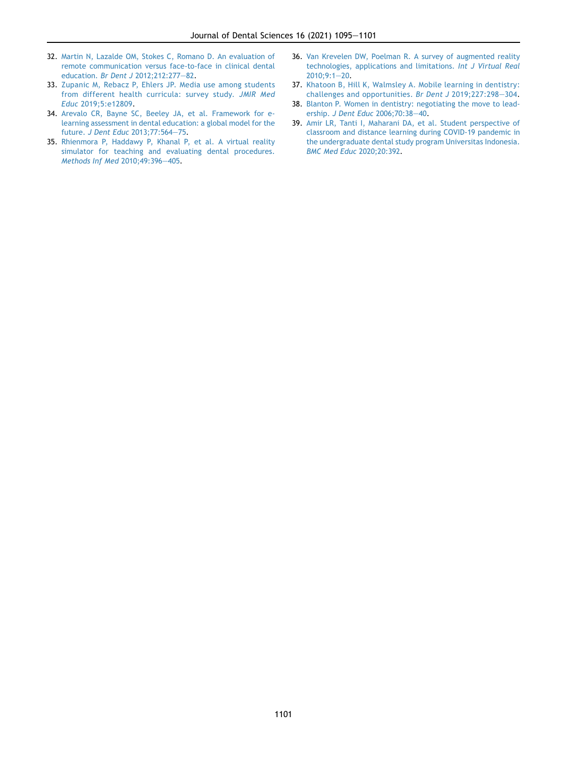32. Martin N, Lazalde OM, Stokes C, Romano D. An evaluation of remote communication versus face-to-face in clinical dental education. *Br Dent J* 2012;212:277—82.
33. Zupanic M, Rebacz P, Ehlers JP. Media use among students from different health curricula: survey study. *JMIR Med Educ* 2019;5:e12809.
34. Arevalo CR, Bayne SC, Beeley JA, et al. Framework for e-learning assessment in dental education: a global model for the future. *J Dent Educ* 2013;77:564—75.
35. Rhienmora P, Haddawy P, Khanal P, et al. A virtual reality simulator for teaching and evaluating dental procedures. *Methods Inf Med* 2010;49:396—405.
36. Van Krevelen DW, Poelman R. A survey of augmented reality technologies, applications and limitations. *Int J Virtual Real* 2010;9:1—20.
37. Khatoon B, Hill K, Walmsley A. Mobile learning in dentistry: challenges and opportunities. *Br Dent J* 2019;227:298—304.
38. Blanton P. Women in dentistry: negotiating the move to leadership. *J Dent Educ* 2006;70:38—40.
39. Amir LR, Tanti I, Maharani DA, et al. Student perspective of classroom and distance learning during COVID-19 pandemic in the undergraduate dental study program Universitas Indonesia. *BMC Med Educ* 2020;20:392.